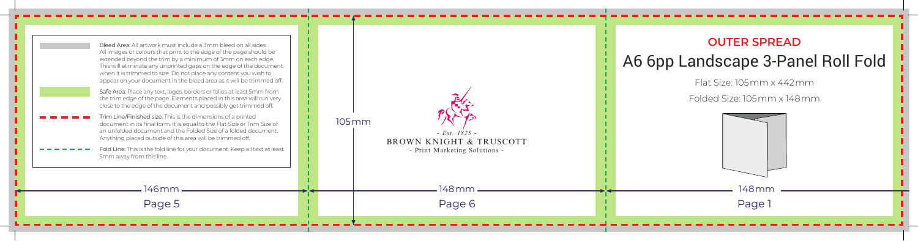## OUTER SPREAD

# A6 6pp Landscape 3-Panel Roll Fold

Flat Size: 105mm x 442mm

Folded Size: 105mm x 148mm

Bleed Area: All artwork must include a 3mm bleed on all sides. All images or colours that print to the edge of the page should be extended beyond the trim by a minimum of 3mm on each edge. This will eliminate any unprinted gaps on the edge of the document when it is trimmed to size. Do not place any content you wish to appear on your document in the bleed area as it will be trimmed off.

Safe Area: Place any text, logos, borders or folios at least 5mm from the trim edge of the page. Elements placed in this area will run very close to the edge of the document and possibly get trimmed off.

Trim Line/Finished size: This is the dimensions of a printed document in its final form. It is equal to the Flat Size or Trim Size of an unfolded document and the Folded Size of a folded document. Anything placed outside of this area will be trimmed off.

Fold Line: This is the fold line for your document. Keep all text at least 5mm away from this line.

146mm

Page 5

105mm

- Est. 1825 -

BROWN KNIGHT & TRUSCOTT

- Print Marketing Solutions -

148mm

Page 6

148mm

Page 1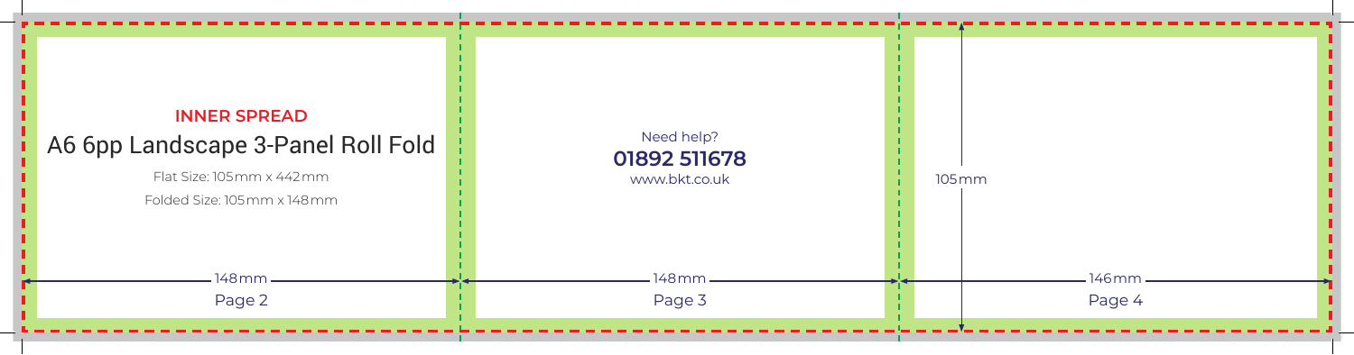## INNER SPREAD

# A6 6pp Landscape 3-Panel Roll Fold

Flat Size: 105mm x 442mm

Folded Size: 105mm x 148mm

148mm

Page 2

Need help?

**01892 511678**

www.bkt.co.uk

148mm

Page 3

105mm

146mm

Page 4